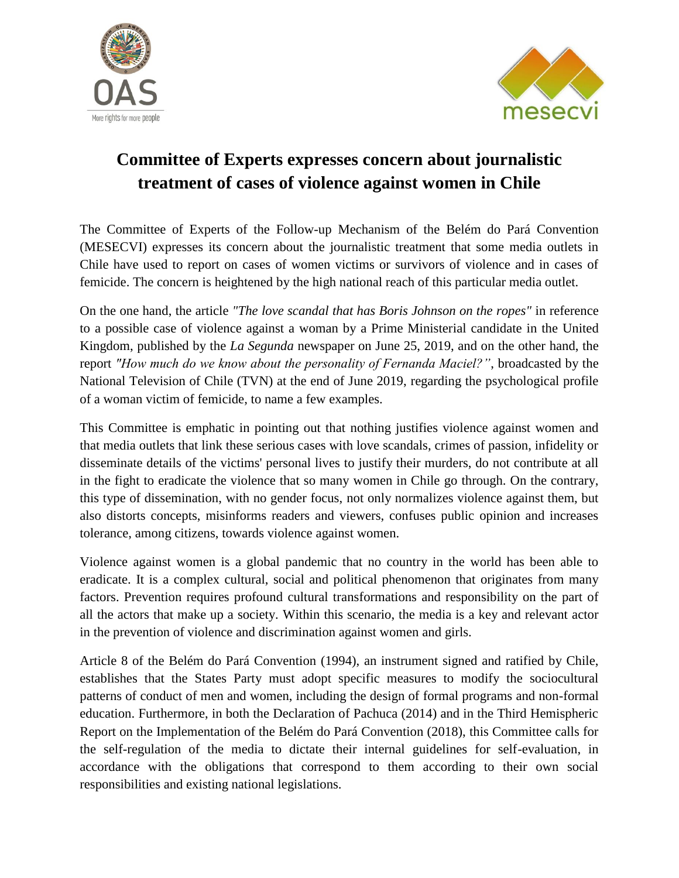# Committee of Experts expresses concern about journalistic treatment of cases of violence against women in Chile

The Committee of Experts of the Follow-up Mechanism of the Belém do Pará Convention (MESECVI) expresses its concern about the journalistic treatment that some media outlets in Chile have used to report on cases of women victims or survivors of violence and in cases of femicide. The concern is heightened by the high national reach of this particular media outlet.

On the one hand, the article *"The love scandal that has Boris Johnson on the ropes"* in reference to a possible case of violence against a woman by a Prime Ministerial candidate in the United Kingdom, published by the *La Segunda* newspaper on June 25, 2019, and on the other hand, the report *"How much do we know about the personality of Fernanda Maciel?"*, broadcasted by the National Television of Chile (TVN) at the end of June 2019, regarding the psychological profile of a woman victim of femicide, to name a few examples.

This Committee is emphatic in pointing out that nothing justifies violence against women and that media outlets that link these serious cases with love scandals, crimes of passion, infidelity or disseminate details of the victims' personal lives to justify their murders, do not contribute at all in the fight to eradicate the violence that so many women in Chile go through. On the contrary, this type of dissemination, with no gender focus, not only normalizes violence against them, but also distorts concepts, misinforms readers and viewers, confuses public opinion and increases tolerance, among citizens, towards violence against women.

Violence against women is a global pandemic that no country in the world has been able to eradicate. It is a complex cultural, social and political phenomenon that originates from many factors. Prevention requires profound cultural transformations and responsibility on the part of all the actors that make up a society. Within this scenario, the media is a key and relevant actor in the prevention of violence and discrimination against women and girls.

Article 8 of the Belém do Pará Convention (1994), an instrument signed and ratified by Chile, establishes that the States Party must adopt specific measures to modify the sociocultural patterns of conduct of men and women, including the design of formal programs and non-formal education. Furthermore, in both the Declaration of Pachuca (2014) and in the Third Hemispheric Report on the Implementation of the Belém do Pará Convention (2018), this Committee calls for the self-regulation of the media to dictate their internal guidelines for self-evaluation, in accordance with the obligations that correspond to them according to their own social responsibilities and existing national legislations.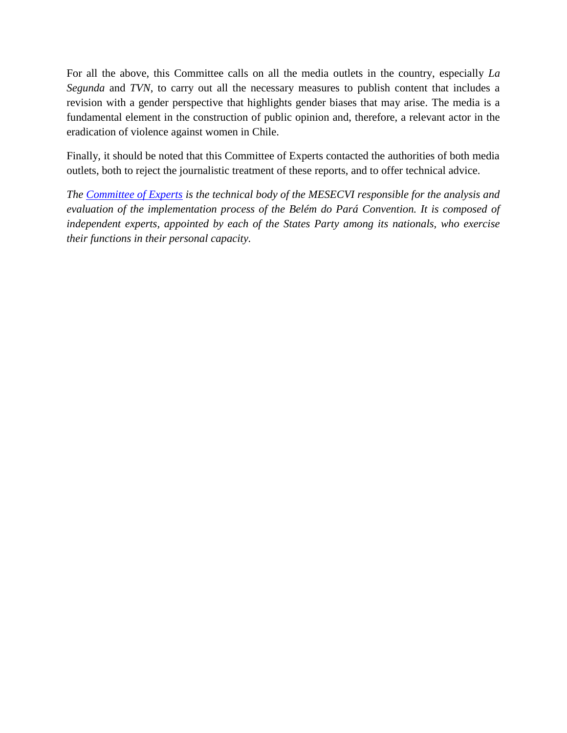For all the above, this Committee calls on all the media outlets in the country, especially *La Segunda* and *TVN*, to carry out all the necessary measures to publish content that includes a revision with a gender perspective that highlights gender biases that may arise. The media is a fundamental element in the construction of public opinion and, therefore, a relevant actor in the eradication of violence against women in Chile.

Finally, it should be noted that this Committee of Experts contacted the authorities of both media outlets, both to reject the journalistic treatment of these reports, and to offer technical advice.

*The Committee of Experts is the technical body of the MESECVI responsible for the analysis and evaluation of the implementation process of the Belém do Pará Convention. It is composed of independent experts, appointed by each of the States Party among its nationals, who exercise their functions in their personal capacity.*